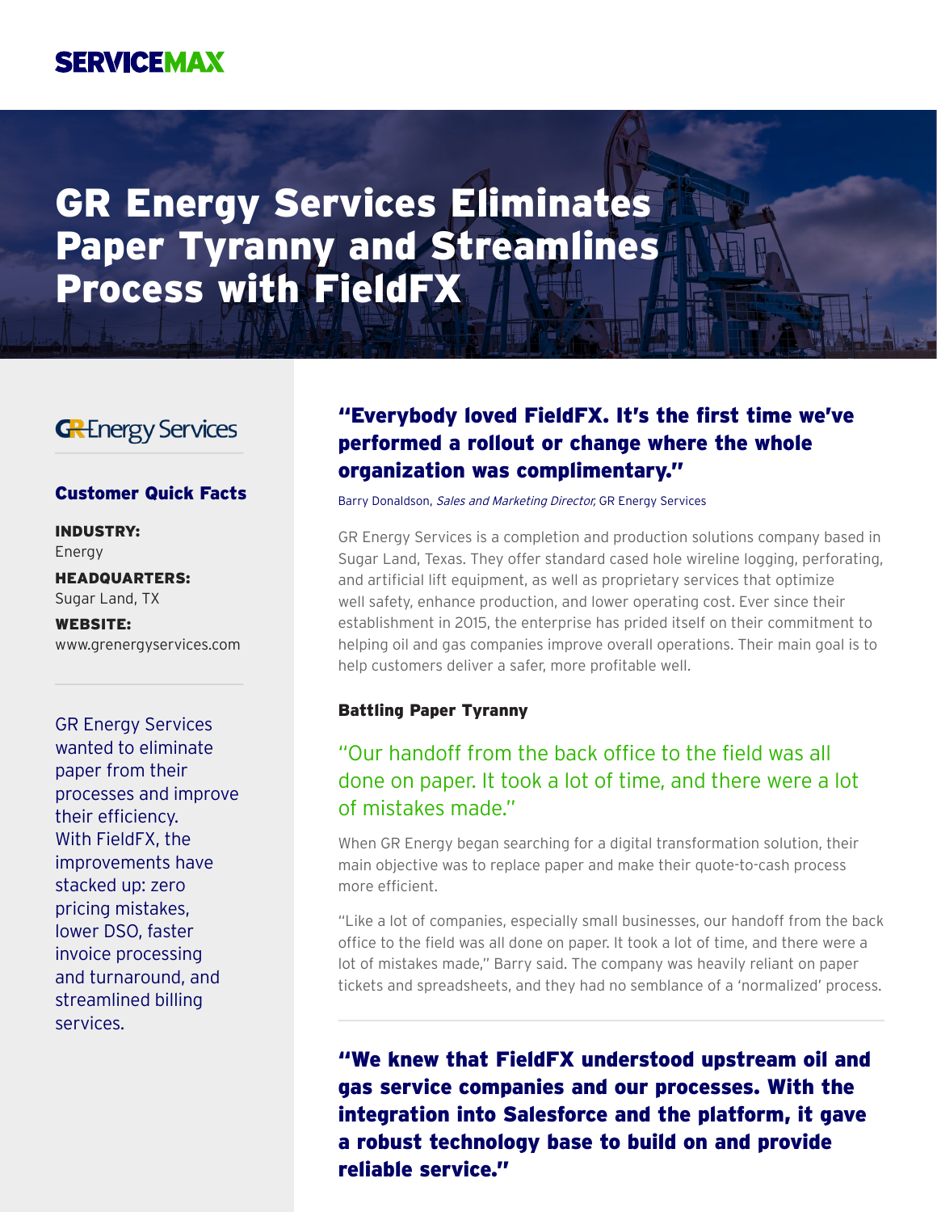SERVICEMAX

# GR Energy Services Eliminates Paper Tyranny and Streamlines Process with FieldFX

GR Energy Services

### Customer Quick Facts

**INDUSTRY:**
Energy

**HEADQUARTERS:**
Sugar Land, TX

**WEBSITE:**
www.grenergyservices.com

GR Energy Services wanted to eliminate paper from their processes and improve their efficiency. With FieldFX, the improvements have stacked up: zero pricing mistakes, lower DSO, faster invoice processing and turnaround, and streamlined billing services.

**"Everybody loved FieldFX. It's the first time we've performed a rollout or change where the whole organization was complimentary."**

Barry Donaldson, *Sales and Marketing Director,* GR Energy Services

GR Energy Services is a completion and production solutions company based in Sugar Land, Texas. They offer standard cased hole wireline logging, perforating, and artificial lift equipment, as well as proprietary services that optimize well safety, enhance production, and lower operating cost. Ever since their establishment in 2015, the enterprise has prided itself on their commitment to helping oil and gas companies improve overall operations. Their main goal is to help customers deliver a safer, more profitable well.

### Battling Paper Tyranny

"Our handoff from the back office to the field was all done on paper. It took a lot of time, and there were a lot of mistakes made."

When GR Energy began searching for a digital transformation solution, their main objective was to replace paper and make their quote-to-cash process more efficient.

"Like a lot of companies, especially small businesses, our handoff from the back office to the field was all done on paper. It took a lot of time, and there were a lot of mistakes made," Barry said. The company was heavily reliant on paper tickets and spreadsheets, and they had no semblance of a 'normalized' process.

**"We knew that FieldFX understood upstream oil and gas service companies and our processes. With the integration into Salesforce and the platform, it gave a robust technology base to build on and provide reliable service."**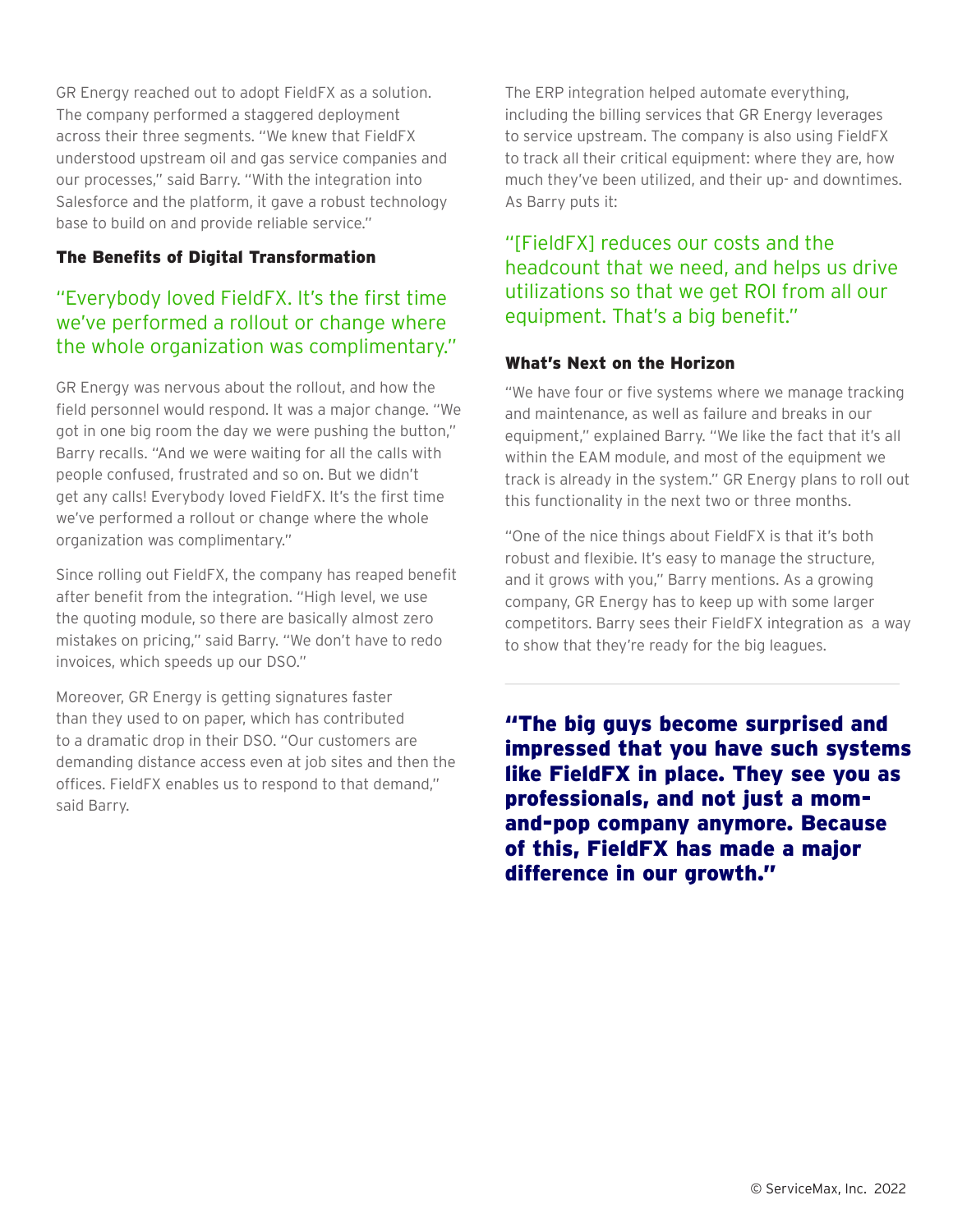GR Energy reached out to adopt FieldFX as a solution. The company performed a staggered deployment across their three segments. "We knew that FieldFX understood upstream oil and gas service companies and our processes," said Barry. "With the integration into Salesforce and the platform, it gave a robust technology base to build on and provide reliable service."

### The Benefits of Digital Transformation

> "Everybody loved FieldFX. It's the first time we've performed a rollout or change where the whole organization was complimentary."

GR Energy was nervous about the rollout, and how the field personnel would respond. It was a major change. "We got in one big room the day we were pushing the button," Barry recalls. "And we were waiting for all the calls with people confused, frustrated and so on. But we didn't get any calls! Everybody loved FieldFX. It's the first time we've performed a rollout or change where the whole organization was complimentary."

Since rolling out FieldFX, the company has reaped benefit after benefit from the integration. "High level, we use the quoting module, so there are basically almost zero mistakes on pricing," said Barry. "We don't have to redo invoices, which speeds up our DSO."

Moreover, GR Energy is getting signatures faster than they used to on paper, which has contributed to a dramatic drop in their DSO. "Our customers are demanding distance access even at job sites and then the offices. FieldFX enables us to respond to that demand," said Barry.

The ERP integration helped automate everything, including the billing services that GR Energy leverages to service upstream. The company is also using FieldFX to track all their critical equipment: where they are, how much they've been utilized, and their up- and downtimes. As Barry puts it:

> "[FieldFX] reduces our costs and the headcount that we need, and helps us drive utilizations so that we get ROI from all our equipment. That's a big benefit."

### What's Next on the Horizon

"We have four or five systems where we manage tracking and maintenance, as well as failure and breaks in our equipment," explained Barry. "We like the fact that it's all within the EAM module, and most of the equipment we track is already in the system." GR Energy plans to roll out this functionality in the next two or three months.

"One of the nice things about FieldFX is that it's both robust and flexibie. It's easy to manage the structure, and it grows with you," Barry mentions. As a growing company, GR Energy has to keep up with some larger competitors. Barry sees their FieldFX integration as a way to show that they're ready for the big leagues.

---

**"The big guys become surprised and impressed that you have such systems like FieldFX in place. They see you as professionals, and not just a mom-and-pop company anymore. Because of this, FieldFX has made a major difference in our growth."**

© ServiceMax, Inc. 2022